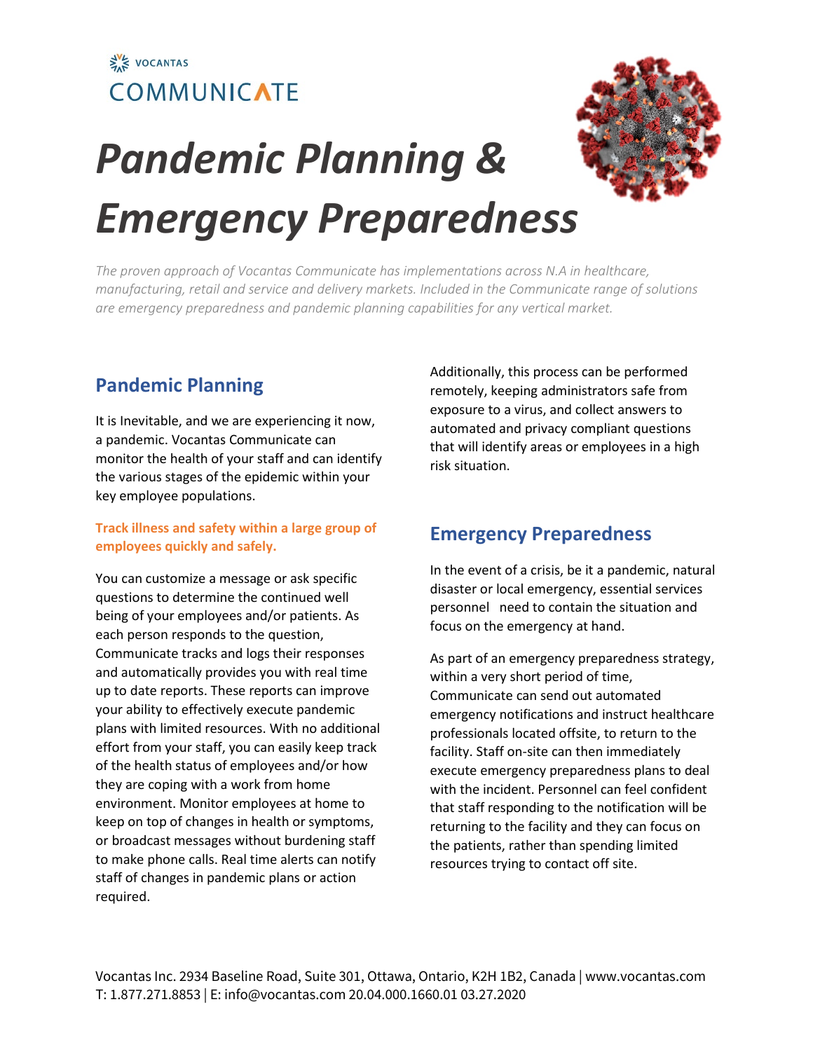VOCANTAS
COMMUNICATE

# *Pandemic Planning & Emergency Preparedness*

*The proven approach of Vocantas Communicate has implementations across N.A in healthcare, manufacturing, retail and service and delivery markets. Included in the Communicate range of solutions are emergency preparedness and pandemic planning capabilities for any vertical market.*

## Pandemic Planning

It is Inevitable, and we are experiencing it now, a pandemic. Vocantas Communicate can monitor the health of your staff and can identify the various stages of the epidemic within your key employee populations.

**Track illness and safety within a large group of employees quickly and safely.**

You can customize a message or ask specific questions to determine the continued well being of your employees and/or patients. As each person responds to the question, Communicate tracks and logs their responses and automatically provides you with real time up to date reports. These reports can improve your ability to effectively execute pandemic plans with limited resources. With no additional effort from your staff, you can easily keep track of the health status of employees and/or how they are coping with a work from home environment. Monitor employees at home to keep on top of changes in health or symptoms, or broadcast messages without burdening staff to make phone calls. Real time alerts can notify staff of changes in pandemic plans or action required.

Additionally, this process can be performed remotely, keeping administrators safe from exposure to a virus, and collect answers to automated and privacy compliant questions that will identify areas or employees in a high risk situation.

## Emergency Preparedness

In the event of a crisis, be it a pandemic, natural disaster or local emergency, essential services personnel need to contain the situation and focus on the emergency at hand.

As part of an emergency preparedness strategy, within a very short period of time, Communicate can send out automated emergency notifications and instruct healthcare professionals located offsite, to return to the facility. Staff on-site can then immediately execute emergency preparedness plans to deal with the incident. Personnel can feel confident that staff responding to the notification will be returning to the facility and they can focus on the patients, rather than spending limited resources trying to contact off site.

Vocantas Inc. 2934 Baseline Road, Suite 301, Ottawa, Ontario, K2H 1B2, Canada | www.vocantas.com
T: 1.877.271.8853 | E: info@vocantas.com 20.04.000.1660.01 03.27.2020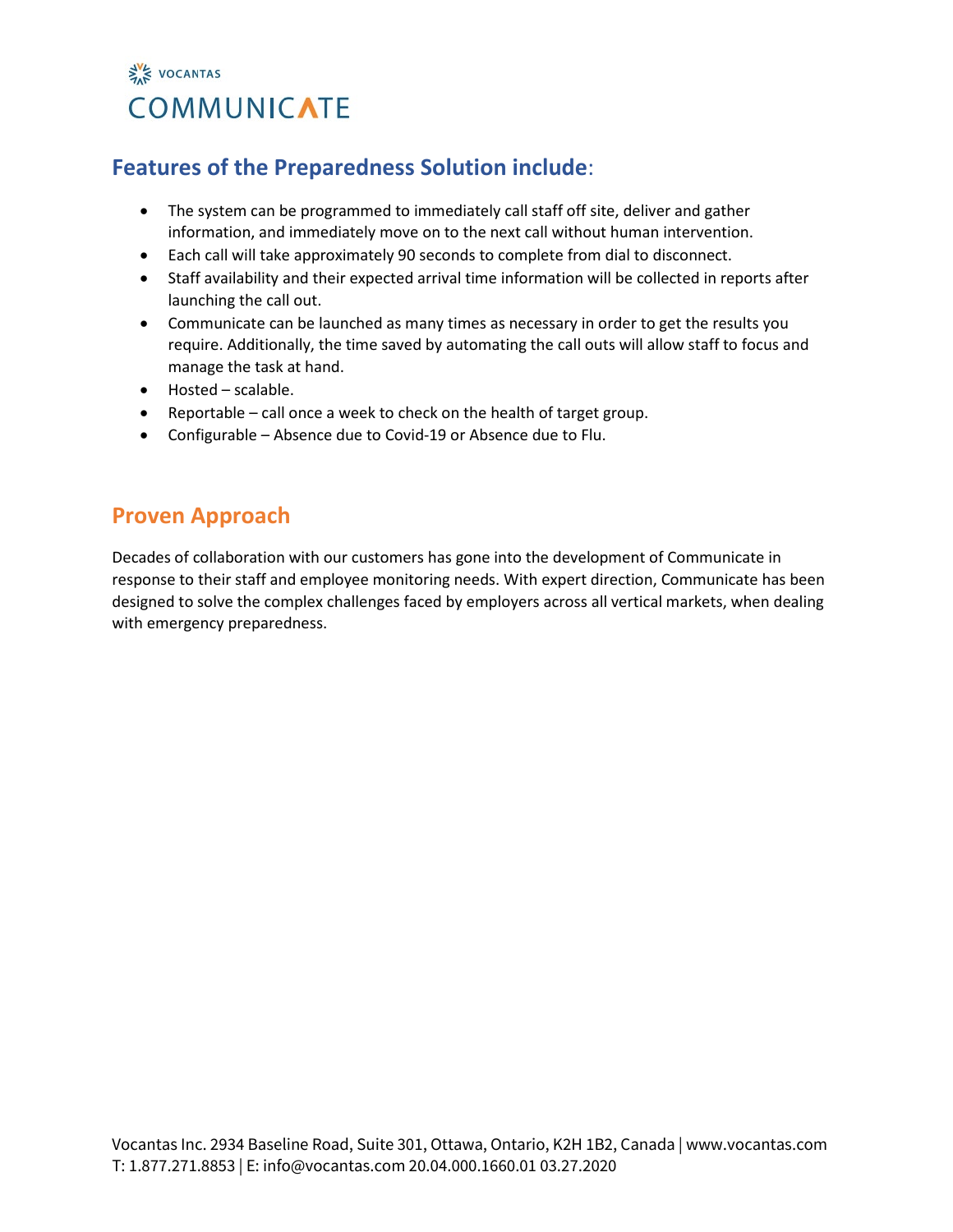VOCANTAS

COMMUNICATE

## Features of the Preparedness Solution include:

- The system can be programmed to immediately call staff off site, deliver and gather information, and immediately move on to the next call without human intervention.
- Each call will take approximately 90 seconds to complete from dial to disconnect.
- Staff availability and their expected arrival time information will be collected in reports after launching the call out.
- Communicate can be launched as many times as necessary in order to get the results you require. Additionally, the time saved by automating the call outs will allow staff to focus and manage the task at hand.
- Hosted – scalable.
- Reportable – call once a week to check on the health of target group.
- Configurable – Absence due to Covid-19 or Absence due to Flu.

## Proven Approach

Decades of collaboration with our customers has gone into the development of Communicate in response to their staff and employee monitoring needs. With expert direction, Communicate has been designed to solve the complex challenges faced by employers across all vertical markets, when dealing with emergency preparedness.

Vocantas Inc. 2934 Baseline Road, Suite 301, Ottawa, Ontario, K2H 1B2, Canada | www.vocantas.com
T: 1.877.271.8853 | E: info@vocantas.com 20.04.000.1660.01 03.27.2020